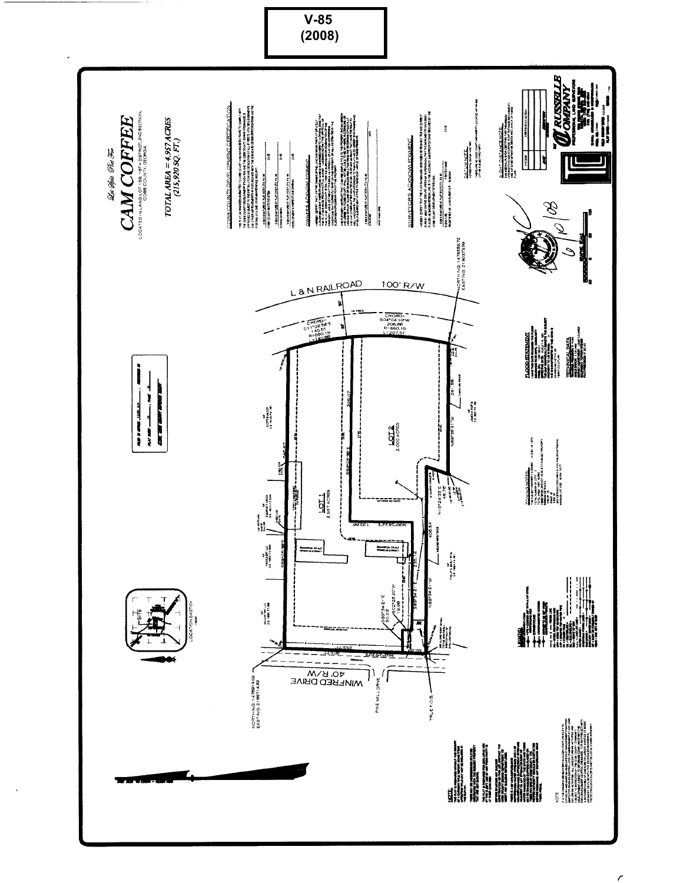**V-85**
**(2008)**

*Lot Split Plat For*

# CAM COFFEE

LOCATED IN LAND LOT 158, 16TH DISTRICT, 2ND SECTION, COBB COUNTY, GEORGIA

*TOTAL AREA = 4.957 ACRES*
*(215,920 SQ. FT.)*

COBB COUNTY DEVELOPMENT CERTIFICATION

OWNER'S ACKNOWLEDGMENT

SURVEYOR'S ACKNOWLEDGMENT

DATUM NOTE

SIGHT DISTANCE NOTE

RUSSELL B COMPANY
PROFESSIONAL LAND SURVEYORS

L & N RAILROAD 100' R/W

CHORD= S11°02'54"E 140.61 R=660.19 L=140.88

CHORD= S04°04'10"W 206.66 R=660.19 L=207.51

NORTHING: 1479556.72
EASTING: 2190373.89

LOT 1
2.957 ACRES

LOT 2
2.000 ACRES

S89°34'21"E

N00°22'34"E

S02°25'20"W 19.98

S89°34'21"E 50.01

N89°34'21"W

N89°34'21"W 236.12

N19°24'35"E 46.75

N89°36'41"W 281.58

406.54

399.57

WINFRED DRIVE 40' R/W

PINE MILL DRIVE

TRUE P.O.B.

NORTHING: 1479914.09
EASTING: 2189714.82

LOCATION SKETCH

FLOOD STATEMENT

TECHNICAL DATA

ZONING NOTES

LEGEND

NOTE

GRAPHIC SCALE

6/10/08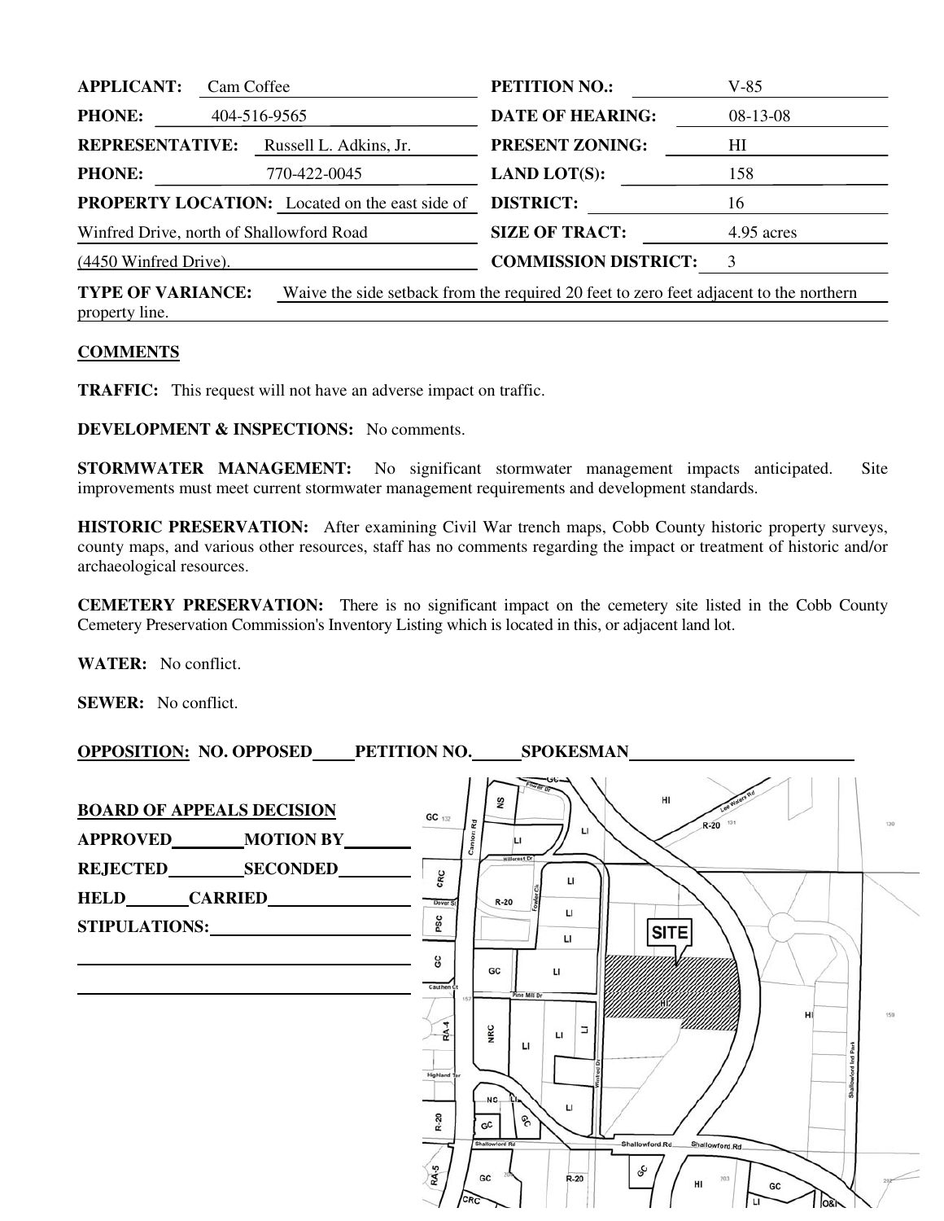| | | | |
|---|---|---|---|
| **APPLICANT:** | Cam Coffee | **PETITION NO.:** | V-85 |
| **PHONE:** | 404-516-9565 | **DATE OF HEARING:** | 08-13-08 |
| **REPRESENTATIVE:** | Russell L. Adkins, Jr. | **PRESENT ZONING:** | HI |
| **PHONE:** | 770-422-0045 | **LAND LOT(S):** | 158 |
| **PROPERTY LOCATION:** | Located on the east side of Winfred Drive, north of Shallowford Road (4450 Winfred Drive). | **DISTRICT:** | 16 |
| | | **SIZE OF TRACT:** | 4.95 acres |
| | | **COMMISSION DISTRICT:** | 3 |

**TYPE OF VARIANCE:** Waive the side setback from the required 20 feet to zero feet adjacent to the northern property line.

**COMMENTS**

**TRAFFIC:** This request will not have an adverse impact on traffic.

**DEVELOPMENT & INSPECTIONS:** No comments.

**STORMWATER MANAGEMENT:** No significant stormwater management impacts anticipated. Site improvements must meet current stormwater management requirements and development standards.

**HISTORIC PRESERVATION:** After examining Civil War trench maps, Cobb County historic property surveys, county maps, and various other resources, staff has no comments regarding the impact or treatment of historic and/or archaeological resources.

**CEMETERY PRESERVATION:** There is no significant impact on the cemetery site listed in the Cobb County Cemetery Preservation Commission's Inventory Listing which is located in this, or adjacent land lot.

**WATER:** No conflict.

**SEWER:** No conflict.

**OPPOSITION: NO. OPPOSED\_\_\_\_\_ PETITION NO.\_\_\_\_\_ SPOKESMAN\_\_\_\_\_\_\_\_\_\_\_\_\_\_\_**

**BOARD OF APPEALS DECISION**

**APPROVED**\_\_\_\_\_\_\_\_ **MOTION BY**\_\_\_\_\_\_\_\_

**REJECTED**\_\_\_\_\_\_\_\_ **SECONDED**\_\_\_\_\_\_\_\_

**HELD**\_\_\_\_\_\_\_\_ **CARRIED**\_\_\_\_\_\_\_\_

**STIPULATIONS:**\_\_\_\_\_\_\_\_\_\_\_\_\_\_\_\_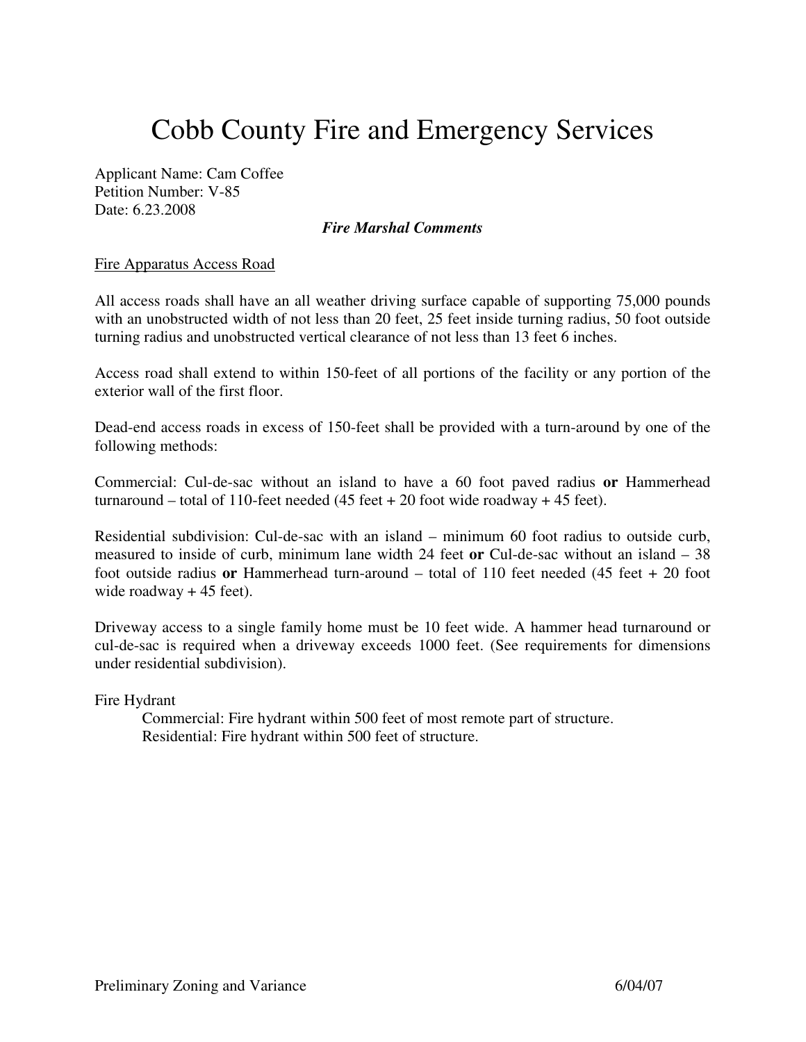# Cobb County Fire and Emergency Services

Applicant Name: Cam Coffee
Petition Number: V-85
Date: 6.23.2008

***Fire Marshal Comments***

<u>Fire Apparatus Access Road</u>

All access roads shall have an all weather driving surface capable of supporting 75,000 pounds with an unobstructed width of not less than 20 feet, 25 feet inside turning radius, 50 foot outside turning radius and unobstructed vertical clearance of not less than 13 feet 6 inches.

Access road shall extend to within 150-feet of all portions of the facility or any portion of the exterior wall of the first floor.

Dead-end access roads in excess of 150-feet shall be provided with a turn-around by one of the following methods:

Commercial: Cul-de-sac without an island to have a 60 foot paved radius **or** Hammerhead turnaround – total of 110-feet needed (45 feet + 20 foot wide roadway + 45 feet).

Residential subdivision: Cul-de-sac with an island – minimum 60 foot radius to outside curb, measured to inside of curb, minimum lane width 24 feet **or** Cul-de-sac without an island – 38 foot outside radius **or** Hammerhead turn-around – total of 110 feet needed (45 feet + 20 foot wide roadway + 45 feet).

Driveway access to a single family home must be 10 feet wide. A hammer head turnaround or cul-de-sac is required when a driveway exceeds 1000 feet. (See requirements for dimensions under residential subdivision).

Fire Hydrant

Commercial: Fire hydrant within 500 feet of most remote part of structure.
Residential: Fire hydrant within 500 feet of structure.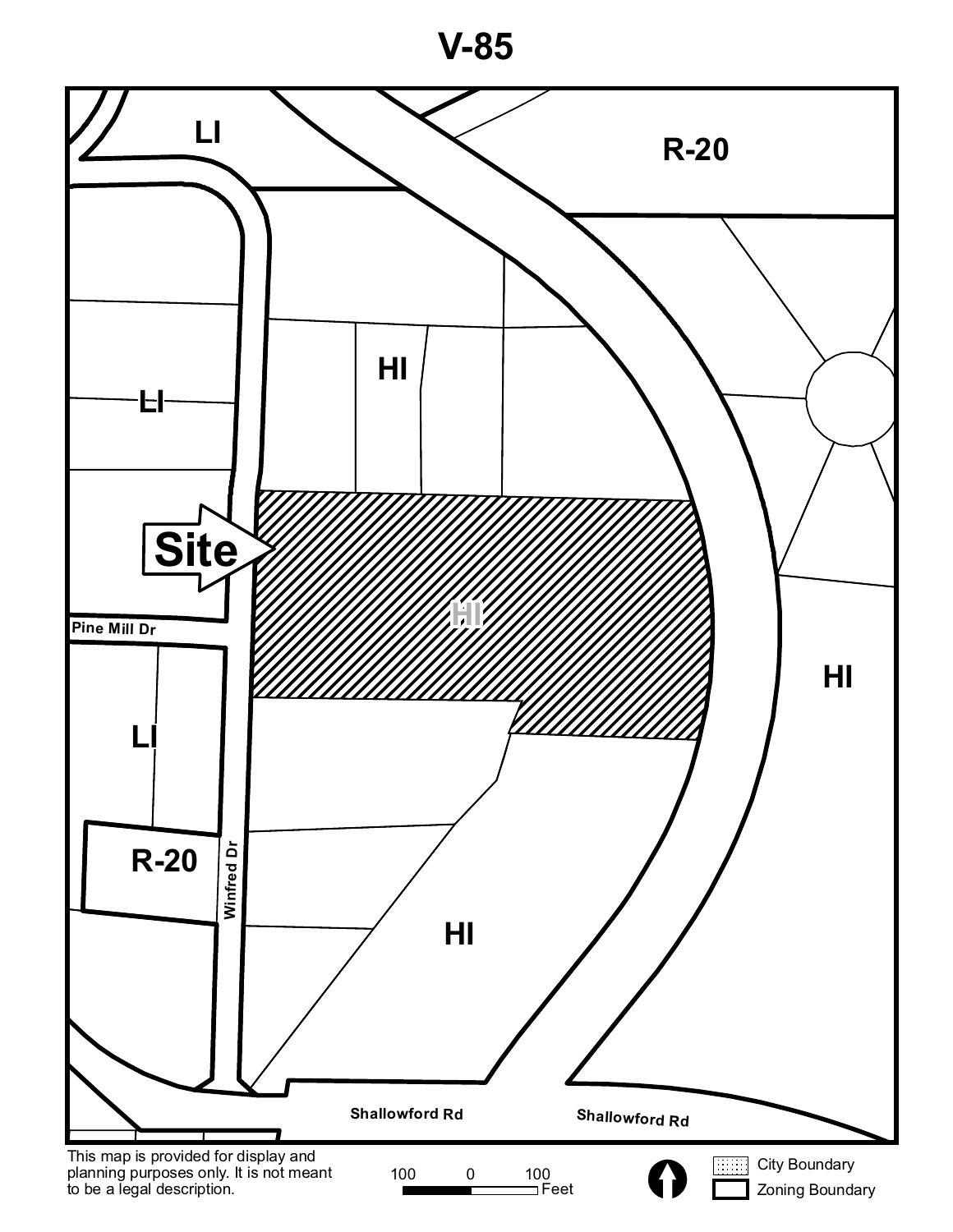# V-85

LI

R-20

HI

LI

Site

HI

Pine Mill Dr

HI

LI

R-20

Winfred Dr

HI

Shallowford Rd

Shallowford Rd

This map is provided for display and planning purposes only. It is not meant to be a legal description.

100 0 100 Feet

City Boundary

Zoning Boundary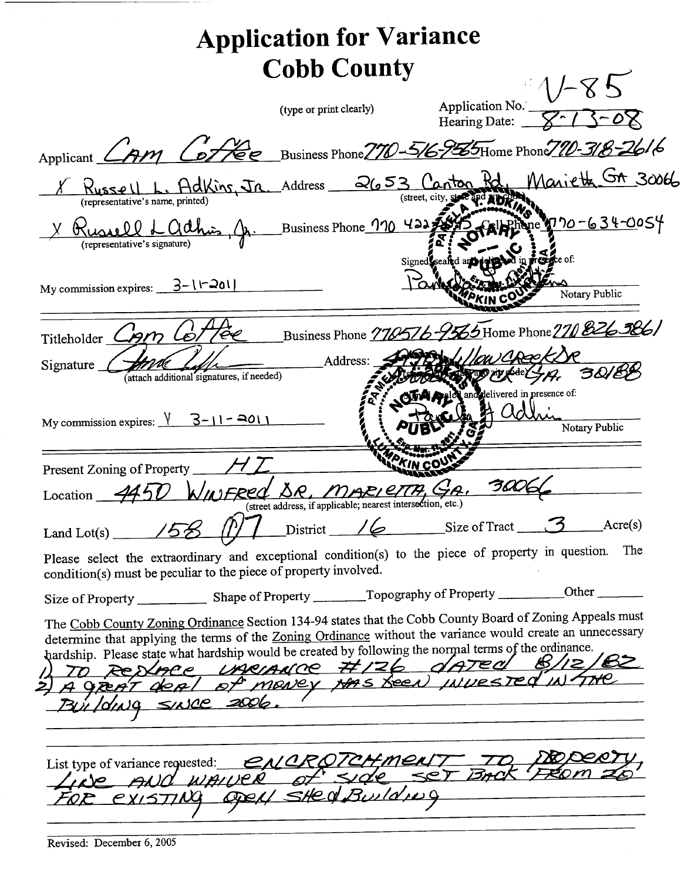# Application for Variance
# Cobb County

(type or print clearly)

Application No. V-85
Hearing Date: 8-13-08

Applicant Cam Coffee Business Phone 770-516-9565 Home Phone 770-318-2616

X Russell L. Adkins, Jr. Address 2653 Canton Rd, Marietta GA 30066
(representative's name, printed) (street, city, state and zip code)

X Russell L Adkins, Jr. Business Phone 770 422-7555 Cell Phone 770-634-0054
(representative's signature)

Signed, sealed and delivered in presence of:

Pamela Y. Adkins
Notary Public

My commission expires: 3-11-2011

Titleholder Cam Coffee Business Phone 770 516-9565 Home Phone 770 826 3861

Signature [signature] Address: Willow Creek Dr ... GA. 30188
(attach additional signatures, if needed) (street, city, state and zip code)

Signed, sealed and delivered in presence of:

Pamela Y Adkins
Notary Public

My commission expires: 3-11-2011

Present Zoning of Property HI

Location 4450 Winfred Dr, Marietta, GA. 30066
(street address, if applicable; nearest intersection, etc.)

Land Lot(s) 158 (P/7) District 16 Size of Tract 3 Acre(s)

Please select the extraordinary and exceptional condition(s) to the piece of property in question. The condition(s) must be peculiar to the piece of property involved.

Size of Property \_\_\_\_\_\_ Shape of Property \_\_\_\_\_\_ Topography of Property \_\_\_\_\_\_ Other \_\_\_\_\_\_

The Cobb County Zoning Ordinance Section 134-94 states that the Cobb County Board of Zoning Appeals must determine that applying the terms of the Zoning Ordinance without the variance would create an unnecessary hardship. Please state what hardship would be created by following the normal terms of the ordinance.

1) To replace variance #126 dated 8/12/82
2) A great deal of money has been invested in the building since 2006.

List type of variance requested: Encroachment to property line and waiver of side set back from 20' for existing open shed building

Revised: December 6, 2005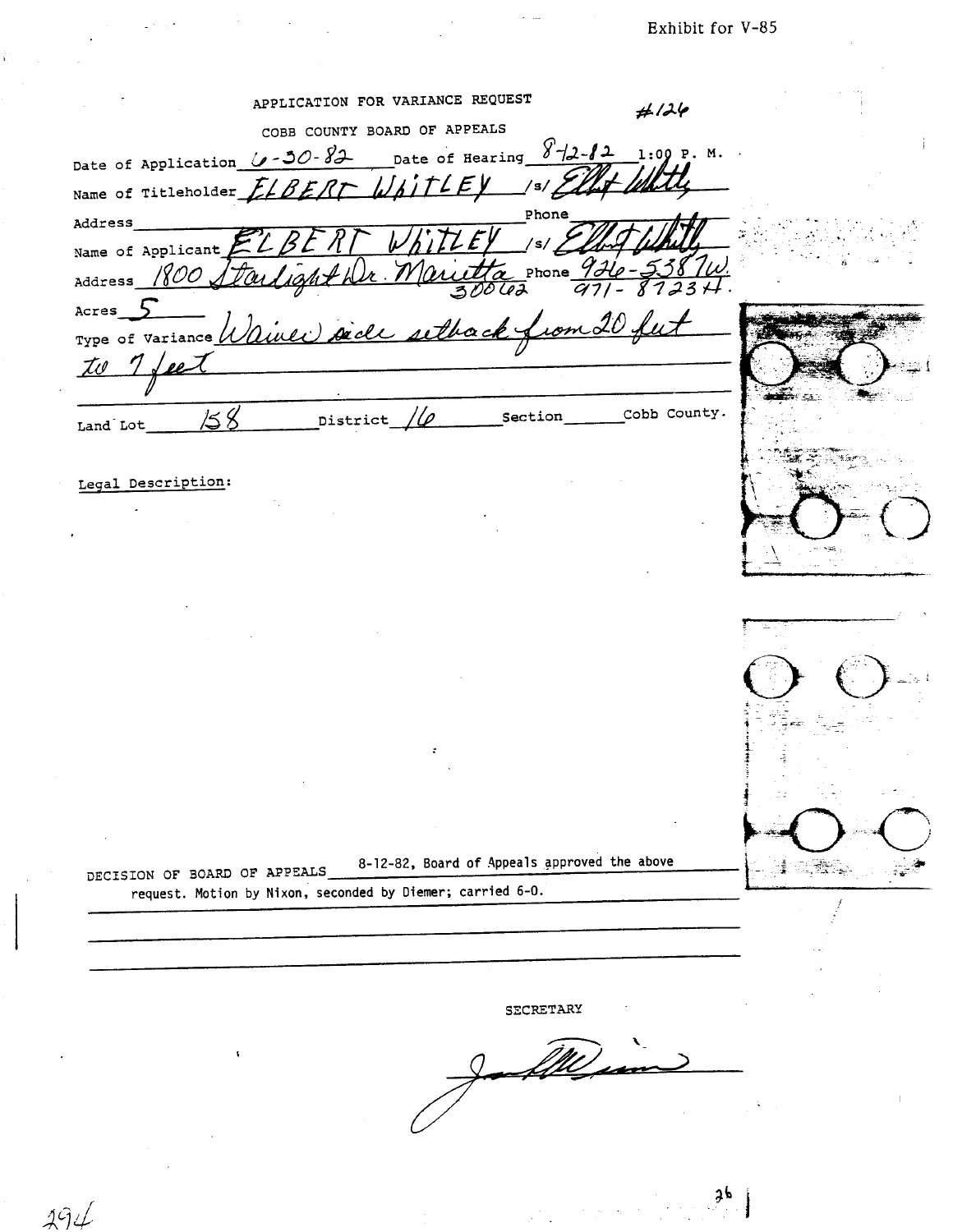Exhibit for V-85

APPLICATION FOR VARIANCE REQUEST

#126

COBB COUNTY BOARD OF APPEALS

Date of Application 6-30-82 Date of Hearing 8-12-82 1:00 P. M.

Name of Titleholder ELBERT WHITLEY /s/ Elbert Whitley

Address \_\_\_\_\_\_\_\_\_\_ Phone \_\_\_\_\_\_\_\_\_\_

Name of Applicant ELBERT WHITLEY /s/ Elbert Whitley

Address 1800 Starlight Dr. Marietta 30062 Phone 926-5387 W. 971-8723 H.

Acres 5

Type of Variance Waiver side setback from 20 feet to 7 feet

Land Lot 158 District 16 Section \_\_\_\_\_\_ Cobb County.

Legal Description:

DECISION OF BOARD OF APPEALS 8-12-82, Board of Appeals approved the above request. Motion by Nixon, seconded by Diemer; carried 6-0.

SECRETARY

294